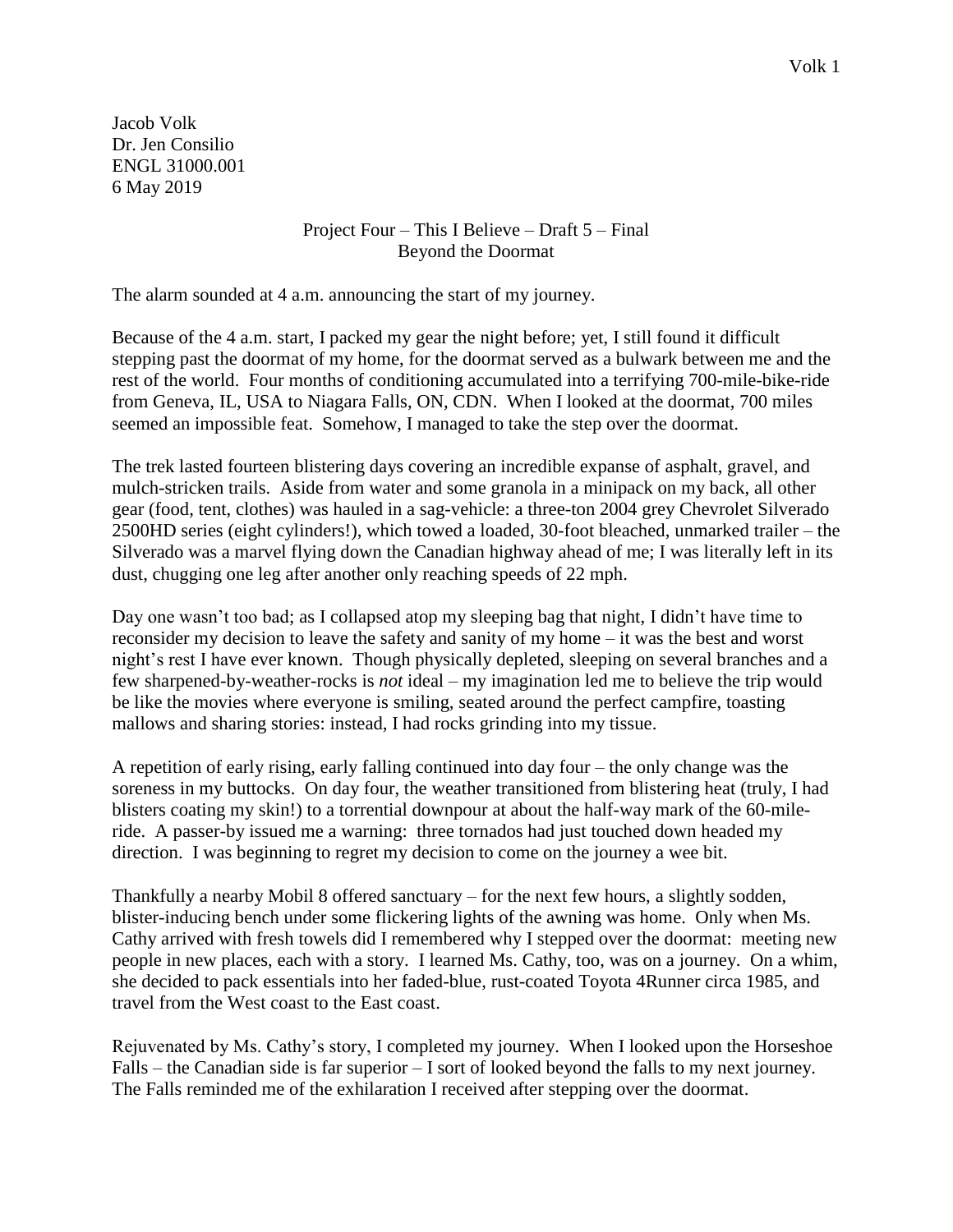Jacob Volk
Dr. Jen Consilio
ENGL 31000.001
6 May 2019

Project Four – This I Believe – Draft 5 – Final
Beyond the Doormat

The alarm sounded at 4 a.m. announcing the start of my journey.

Because of the 4 a.m. start, I packed my gear the night before; yet, I still found it difficult stepping past the doormat of my home, for the doormat served as a bulwark between me and the rest of the world. Four months of conditioning accumulated into a terrifying 700-mile-bike-ride from Geneva, IL, USA to Niagara Falls, ON, CDN. When I looked at the doormat, 700 miles seemed an impossible feat. Somehow, I managed to take the step over the doormat.

The trek lasted fourteen blistering days covering an incredible expanse of asphalt, gravel, and mulch-stricken trails. Aside from water and some granola in a minipack on my back, all other gear (food, tent, clothes) was hauled in a sag-vehicle: a three-ton 2004 grey Chevrolet Silverado 2500HD series (eight cylinders!), which towed a loaded, 30-foot bleached, unmarked trailer – the Silverado was a marvel flying down the Canadian highway ahead of me; I was literally left in its dust, chugging one leg after another only reaching speeds of 22 mph.

Day one wasn't too bad; as I collapsed atop my sleeping bag that night, I didn't have time to reconsider my decision to leave the safety and sanity of my home – it was the best and worst night's rest I have ever known. Though physically depleted, sleeping on several branches and a few sharpened-by-weather-rocks is *not* ideal – my imagination led me to believe the trip would be like the movies where everyone is smiling, seated around the perfect campfire, toasting mallows and sharing stories: instead, I had rocks grinding into my tissue.

A repetition of early rising, early falling continued into day four – the only change was the soreness in my buttocks. On day four, the weather transitioned from blistering heat (truly, I had blisters coating my skin!) to a torrential downpour at about the half-way mark of the 60-mile-ride. A passer-by issued me a warning: three tornados had just touched down headed my direction. I was beginning to regret my decision to come on the journey a wee bit.

Thankfully a nearby Mobil 8 offered sanctuary – for the next few hours, a slightly sodden, blister-inducing bench under some flickering lights of the awning was home. Only when Ms. Cathy arrived with fresh towels did I remembered why I stepped over the doormat: meeting new people in new places, each with a story. I learned Ms. Cathy, too, was on a journey. On a whim, she decided to pack essentials into her faded-blue, rust-coated Toyota 4Runner circa 1985, and travel from the West coast to the East coast.

Rejuvenated by Ms. Cathy's story, I completed my journey. When I looked upon the Horseshoe Falls – the Canadian side is far superior – I sort of looked beyond the falls to my next journey. The Falls reminded me of the exhilaration I received after stepping over the doormat.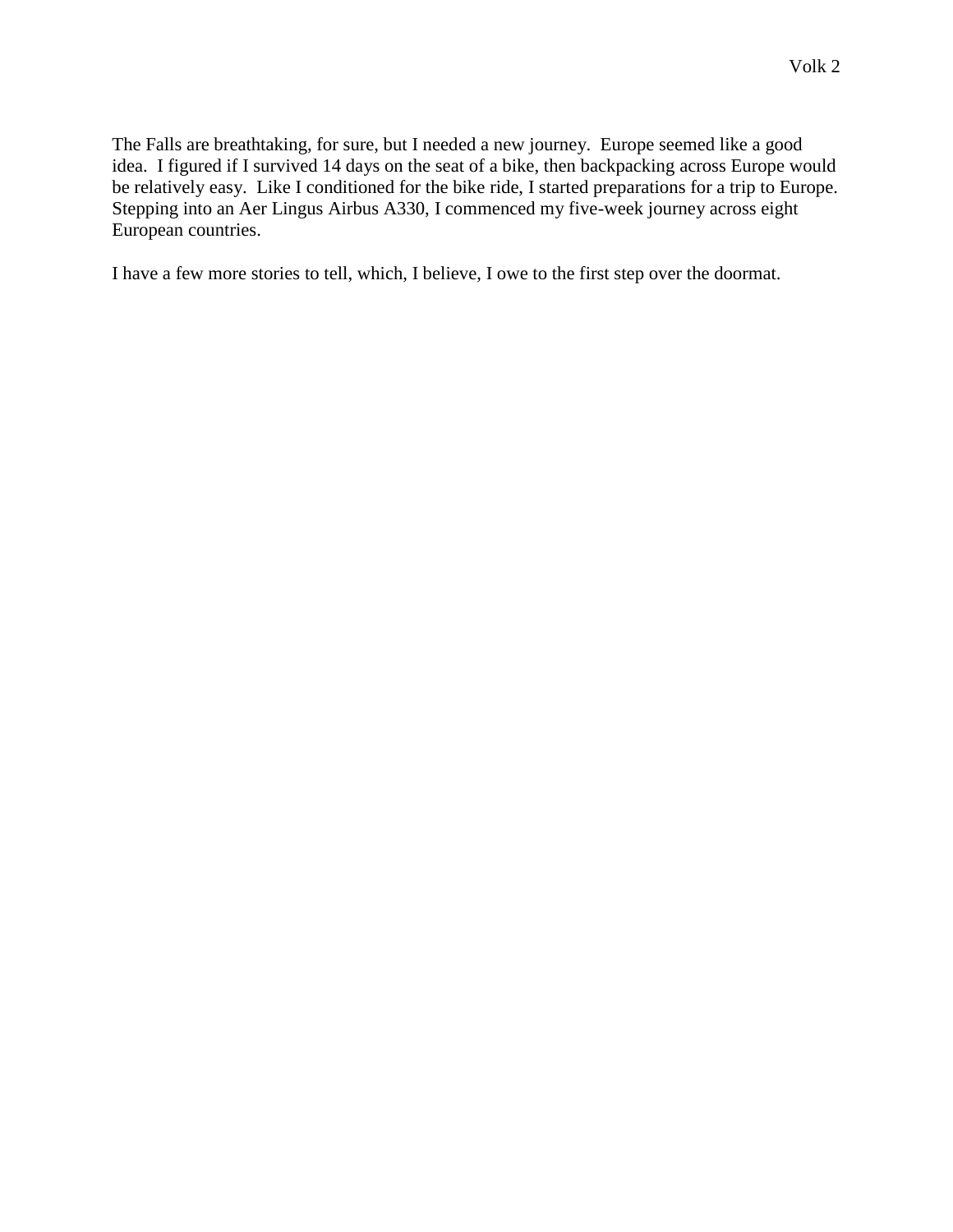The Falls are breathtaking, for sure, but I needed a new journey. Europe seemed like a good idea. I figured if I survived 14 days on the seat of a bike, then backpacking across Europe would be relatively easy. Like I conditioned for the bike ride, I started preparations for a trip to Europe. Stepping into an Aer Lingus Airbus A330, I commenced my five-week journey across eight European countries.

I have a few more stories to tell, which, I believe, I owe to the first step over the doormat.